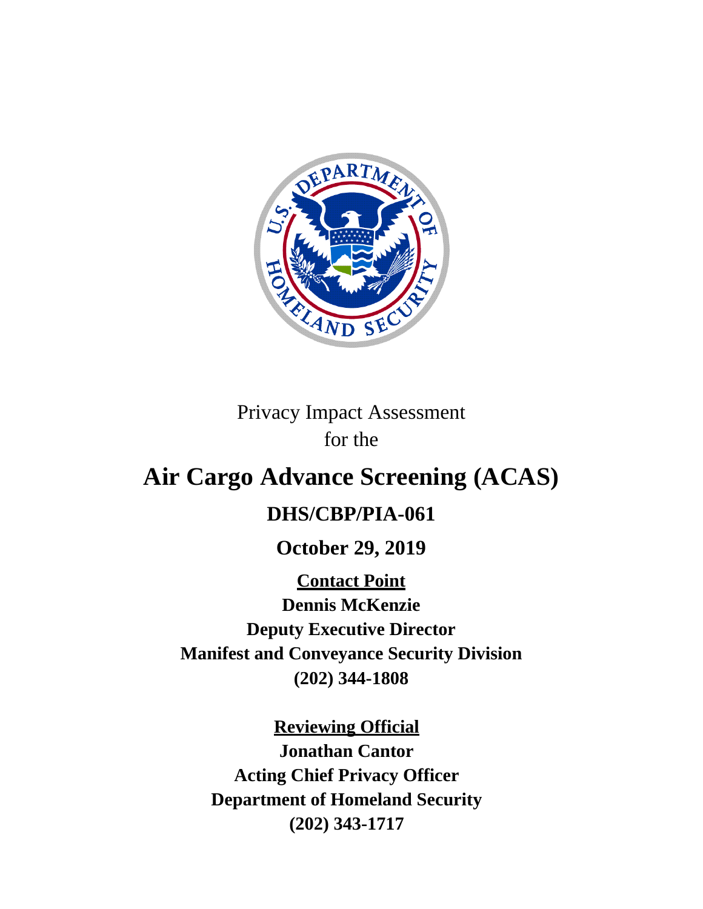Privacy Impact Assessment
for the

# Air Cargo Advance Screening (ACAS)

## DHS/CBP/PIA-061

## October 29, 2019

**Contact Point**
**Dennis McKenzie**
**Deputy Executive Director**
**Manifest and Conveyance Security Division**
**(202) 344-1808**

**Reviewing Official**
**Jonathan Cantor**
**Acting Chief Privacy Officer**
**Department of Homeland Security**
**(202) 343-1717**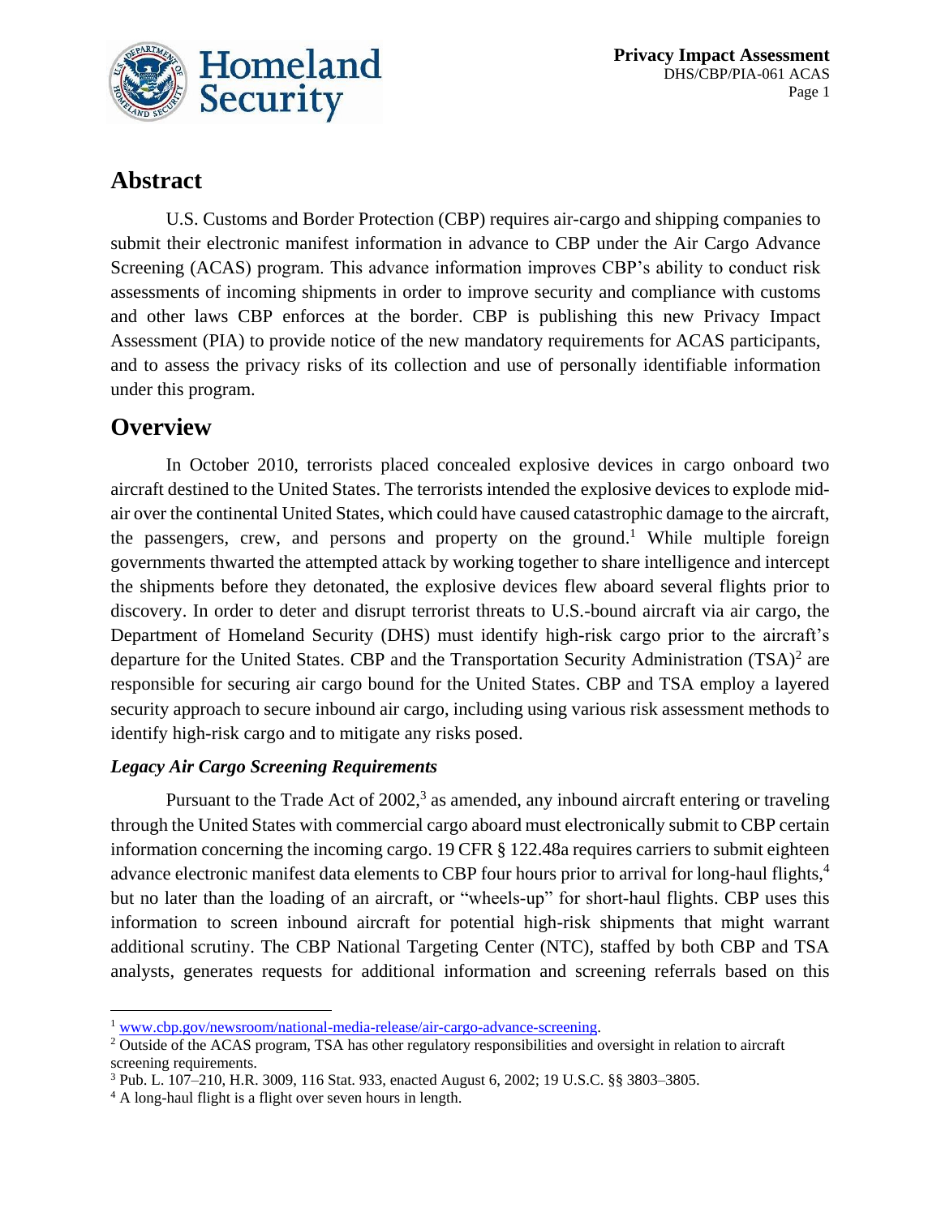## Abstract

U.S. Customs and Border Protection (CBP) requires air-cargo and shipping companies to submit their electronic manifest information in advance to CBP under the Air Cargo Advance Screening (ACAS) program. This advance information improves CBP's ability to conduct risk assessments of incoming shipments in order to improve security and compliance with customs and other laws CBP enforces at the border. CBP is publishing this new Privacy Impact Assessment (PIA) to provide notice of the new mandatory requirements for ACAS participants, and to assess the privacy risks of its collection and use of personally identifiable information under this program.

## Overview

In October 2010, terrorists placed concealed explosive devices in cargo onboard two aircraft destined to the United States. The terrorists intended the explosive devices to explode mid-air over the continental United States, which could have caused catastrophic damage to the aircraft, the passengers, crew, and persons and property on the ground.[1] While multiple foreign governments thwarted the attempted attack by working together to share intelligence and intercept the shipments before they detonated, the explosive devices flew aboard several flights prior to discovery. In order to deter and disrupt terrorist threats to U.S.-bound aircraft via air cargo, the Department of Homeland Security (DHS) must identify high-risk cargo prior to the aircraft's departure for the United States. CBP and the Transportation Security Administration (TSA)[2] are responsible for securing air cargo bound for the United States. CBP and TSA employ a layered security approach to secure inbound air cargo, including using various risk assessment methods to identify high-risk cargo and to mitigate any risks posed.

### *Legacy Air Cargo Screening Requirements*

Pursuant to the Trade Act of 2002,[3] as amended, any inbound aircraft entering or traveling through the United States with commercial cargo aboard must electronically submit to CBP certain information concerning the incoming cargo. 19 CFR § 122.48a requires carriers to submit eighteen advance electronic manifest data elements to CBP four hours prior to arrival for long-haul flights,[4] but no later than the loading of an aircraft, or "wheels-up" for short-haul flights. CBP uses this information to screen inbound aircraft for potential high-risk shipments that might warrant additional scrutiny. The CBP National Targeting Center (NTC), staffed by both CBP and TSA analysts, generates requests for additional information and screening referrals based on this

---

[1] www.cbp.gov/newsroom/national-media-release/air-cargo-advance-screening.

[2] Outside of the ACAS program, TSA has other regulatory responsibilities and oversight in relation to aircraft screening requirements.

[3] Pub. L. 107–210, H.R. 3009, 116 Stat. 933, enacted August 6, 2002; 19 U.S.C. §§ 3803–3805.

[4] A long-haul flight is a flight over seven hours in length.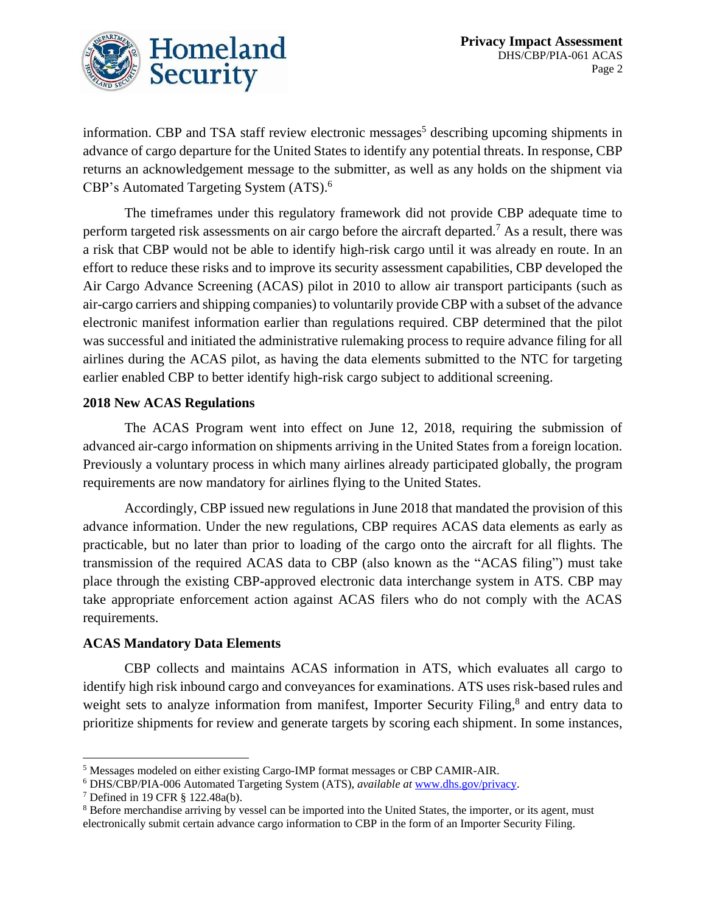information. CBP and TSA staff review electronic messages[5] describing upcoming shipments in advance of cargo departure for the United States to identify any potential threats. In response, CBP returns an acknowledgement message to the submitter, as well as any holds on the shipment via CBP's Automated Targeting System (ATS).[6]

The timeframes under this regulatory framework did not provide CBP adequate time to perform targeted risk assessments on air cargo before the aircraft departed.[7] As a result, there was a risk that CBP would not be able to identify high-risk cargo until it was already en route. In an effort to reduce these risks and to improve its security assessment capabilities, CBP developed the Air Cargo Advance Screening (ACAS) pilot in 2010 to allow air transport participants (such as air-cargo carriers and shipping companies) to voluntarily provide CBP with a subset of the advance electronic manifest information earlier than regulations required. CBP determined that the pilot was successful and initiated the administrative rulemaking process to require advance filing for all airlines during the ACAS pilot, as having the data elements submitted to the NTC for targeting earlier enabled CBP to better identify high-risk cargo subject to additional screening.

**2018 New ACAS Regulations**

The ACAS Program went into effect on June 12, 2018, requiring the submission of advanced air-cargo information on shipments arriving in the United States from a foreign location. Previously a voluntary process in which many airlines already participated globally, the program requirements are now mandatory for airlines flying to the United States.

Accordingly, CBP issued new regulations in June 2018 that mandated the provision of this advance information. Under the new regulations, CBP requires ACAS data elements as early as practicable, but no later than prior to loading of the cargo onto the aircraft for all flights. The transmission of the required ACAS data to CBP (also known as the "ACAS filing") must take place through the existing CBP-approved electronic data interchange system in ATS. CBP may take appropriate enforcement action against ACAS filers who do not comply with the ACAS requirements.

**ACAS Mandatory Data Elements**

CBP collects and maintains ACAS information in ATS, which evaluates all cargo to identify high risk inbound cargo and conveyances for examinations. ATS uses risk-based rules and weight sets to analyze information from manifest, Importer Security Filing,[8] and entry data to prioritize shipments for review and generate targets by scoring each shipment. In some instances,

---

[5] Messages modeled on either existing Cargo-IMP format messages or CBP CAMIR-AIR.

[6] DHS/CBP/PIA-006 Automated Targeting System (ATS), *available at* www.dhs.gov/privacy.

[7] Defined in 19 CFR § 122.48a(b).

[8] Before merchandise arriving by vessel can be imported into the United States, the importer, or its agent, must electronically submit certain advance cargo information to CBP in the form of an Importer Security Filing.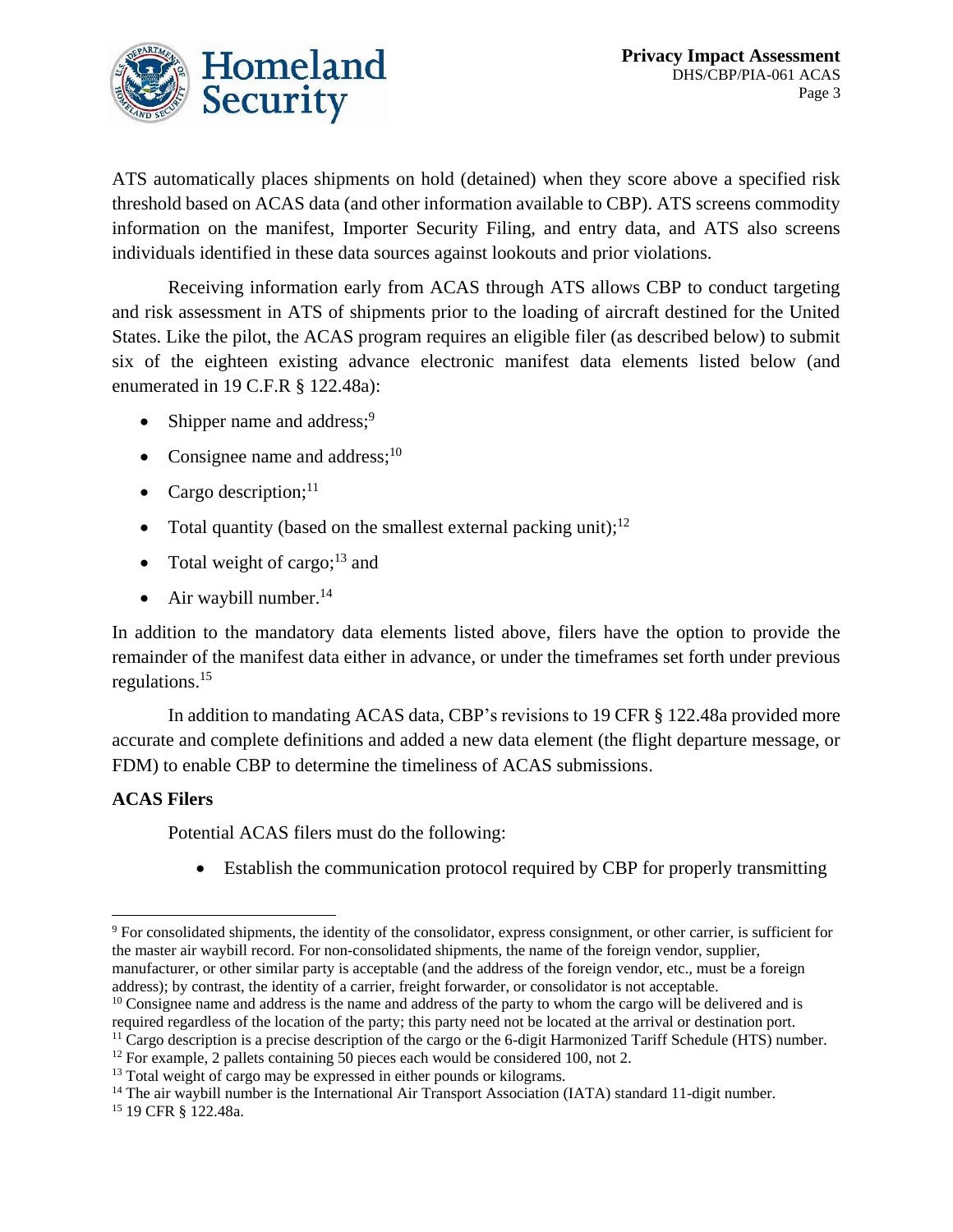ATS automatically places shipments on hold (detained) when they score above a specified risk threshold based on ACAS data (and other information available to CBP). ATS screens commodity information on the manifest, Importer Security Filing, and entry data, and ATS also screens individuals identified in these data sources against lookouts and prior violations.

Receiving information early from ACAS through ATS allows CBP to conduct targeting and risk assessment in ATS of shipments prior to the loading of aircraft destined for the United States. Like the pilot, the ACAS program requires an eligible filer (as described below) to submit six of the eighteen existing advance electronic manifest data elements listed below (and enumerated in 19 C.F.R § 122.48a):

- Shipper name and address;[9]
- Consignee name and address;[10]
- Cargo description;[11]
- Total quantity (based on the smallest external packing unit);[12]
- Total weight of cargo;[13] and
- Air waybill number.[14]

In addition to the mandatory data elements listed above, filers have the option to provide the remainder of the manifest data either in advance, or under the timeframes set forth under previous regulations.[15]

In addition to mandating ACAS data, CBP's revisions to 19 CFR § 122.48a provided more accurate and complete definitions and added a new data element (the flight departure message, or FDM) to enable CBP to determine the timeliness of ACAS submissions.

**ACAS Filers**

Potential ACAS filers must do the following:

- Establish the communication protocol required by CBP for properly transmitting

---

[9] For consolidated shipments, the identity of the consolidator, express consignment, or other carrier, is sufficient for the master air waybill record. For non-consolidated shipments, the name of the foreign vendor, supplier, manufacturer, or other similar party is acceptable (and the address of the foreign vendor, etc., must be a foreign address); by contrast, the identity of a carrier, freight forwarder, or consolidator is not acceptable.

[10] Consignee name and address is the name and address of the party to whom the cargo will be delivered and is required regardless of the location of the party; this party need not be located at the arrival or destination port.

[11] Cargo description is a precise description of the cargo or the 6-digit Harmonized Tariff Schedule (HTS) number.

[12] For example, 2 pallets containing 50 pieces each would be considered 100, not 2.

[13] Total weight of cargo may be expressed in either pounds or kilograms.

[14] The air waybill number is the International Air Transport Association (IATA) standard 11-digit number.

[15] 19 CFR § 122.48a.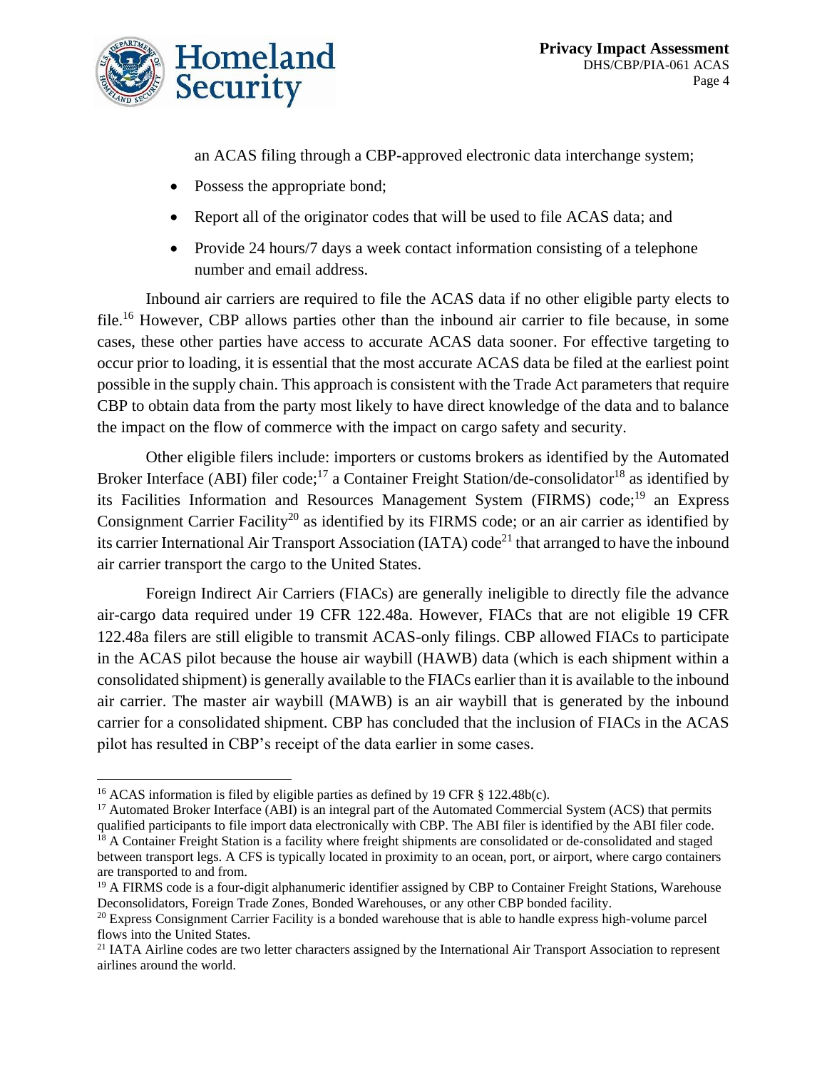an ACAS filing through a CBP-approved electronic data interchange system;

- Possess the appropriate bond;
- Report all of the originator codes that will be used to file ACAS data; and
- Provide 24 hours/7 days a week contact information consisting of a telephone number and email address.

Inbound air carriers are required to file the ACAS data if no other eligible party elects to file.[16] However, CBP allows parties other than the inbound air carrier to file because, in some cases, these other parties have access to accurate ACAS data sooner. For effective targeting to occur prior to loading, it is essential that the most accurate ACAS data be filed at the earliest point possible in the supply chain. This approach is consistent with the Trade Act parameters that require CBP to obtain data from the party most likely to have direct knowledge of the data and to balance the impact on the flow of commerce with the impact on cargo safety and security.

Other eligible filers include: importers or customs brokers as identified by the Automated Broker Interface (ABI) filer code;[17] a Container Freight Station/de-consolidator[18] as identified by its Facilities Information and Resources Management System (FIRMS) code;[19] an Express Consignment Carrier Facility[20] as identified by its FIRMS code; or an air carrier as identified by its carrier International Air Transport Association (IATA) code[21] that arranged to have the inbound air carrier transport the cargo to the United States.

Foreign Indirect Air Carriers (FIACs) are generally ineligible to directly file the advance air-cargo data required under 19 CFR 122.48a. However, FIACs that are not eligible 19 CFR 122.48a filers are still eligible to transmit ACAS-only filings. CBP allowed FIACs to participate in the ACAS pilot because the house air waybill (HAWB) data (which is each shipment within a consolidated shipment) is generally available to the FIACs earlier than it is available to the inbound air carrier. The master air waybill (MAWB) is an air waybill that is generated by the inbound carrier for a consolidated shipment. CBP has concluded that the inclusion of FIACs in the ACAS pilot has resulted in CBP's receipt of the data earlier in some cases.

---

[16] ACAS information is filed by eligible parties as defined by 19 CFR § 122.48b(c).

[17] Automated Broker Interface (ABI) is an integral part of the Automated Commercial System (ACS) that permits qualified participants to file import data electronically with CBP. The ABI filer is identified by the ABI filer code.

[18] A Container Freight Station is a facility where freight shipments are consolidated or de-consolidated and staged between transport legs. A CFS is typically located in proximity to an ocean, port, or airport, where cargo containers are transported to and from.

[19] A FIRMS code is a four-digit alphanumeric identifier assigned by CBP to Container Freight Stations, Warehouse Deconsolidators, Foreign Trade Zones, Bonded Warehouses, or any other CBP bonded facility.

[20] Express Consignment Carrier Facility is a bonded warehouse that is able to handle express high-volume parcel flows into the United States.

[21] IATA Airline codes are two letter characters assigned by the International Air Transport Association to represent airlines around the world.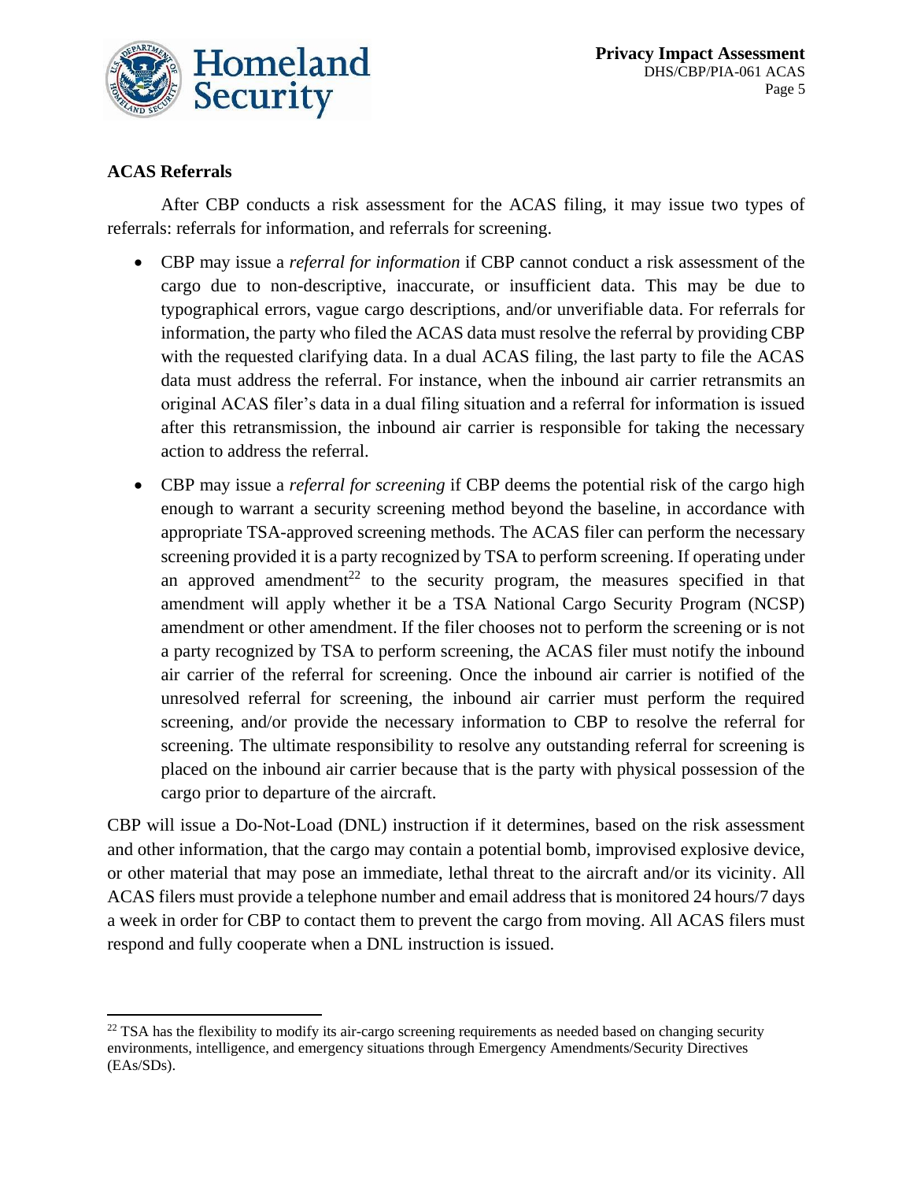### ACAS Referrals

After CBP conducts a risk assessment for the ACAS filing, it may issue two types of referrals: referrals for information, and referrals for screening.

- CBP may issue a *referral for information* if CBP cannot conduct a risk assessment of the cargo due to non-descriptive, inaccurate, or insufficient data. This may be due to typographical errors, vague cargo descriptions, and/or unverifiable data. For referrals for information, the party who filed the ACAS data must resolve the referral by providing CBP with the requested clarifying data. In a dual ACAS filing, the last party to file the ACAS data must address the referral. For instance, when the inbound air carrier retransmits an original ACAS filer's data in a dual filing situation and a referral for information is issued after this retransmission, the inbound air carrier is responsible for taking the necessary action to address the referral.
- CBP may issue a *referral for screening* if CBP deems the potential risk of the cargo high enough to warrant a security screening method beyond the baseline, in accordance with appropriate TSA-approved screening methods. The ACAS filer can perform the necessary screening provided it is a party recognized by TSA to perform screening. If operating under an approved amendment[22] to the security program, the measures specified in that amendment will apply whether it be a TSA National Cargo Security Program (NCSP) amendment or other amendment. If the filer chooses not to perform the screening or is not a party recognized by TSA to perform screening, the ACAS filer must notify the inbound air carrier of the referral for screening. Once the inbound air carrier is notified of the unresolved referral for screening, the inbound air carrier must perform the required screening, and/or provide the necessary information to CBP to resolve the referral for screening. The ultimate responsibility to resolve any outstanding referral for screening is placed on the inbound air carrier because that is the party with physical possession of the cargo prior to departure of the aircraft.

CBP will issue a Do-Not-Load (DNL) instruction if it determines, based on the risk assessment and other information, that the cargo may contain a potential bomb, improvised explosive device, or other material that may pose an immediate, lethal threat to the aircraft and/or its vicinity. All ACAS filers must provide a telephone number and email address that is monitored 24 hours/7 days a week in order for CBP to contact them to prevent the cargo from moving. All ACAS filers must respond and fully cooperate when a DNL instruction is issued.

---

[22] TSA has the flexibility to modify its air-cargo screening requirements as needed based on changing security environments, intelligence, and emergency situations through Emergency Amendments/Security Directives (EAs/SDs).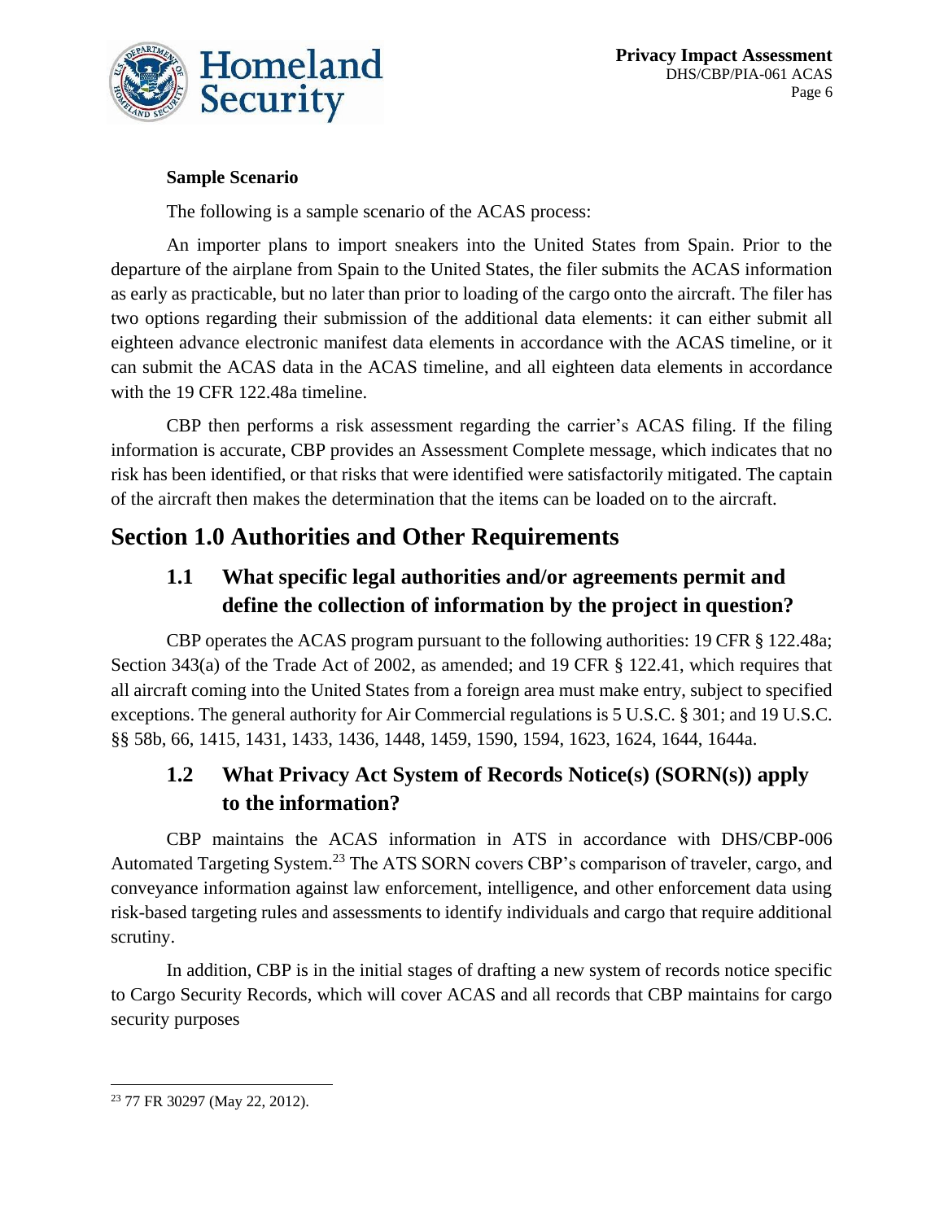**Sample Scenario**

The following is a sample scenario of the ACAS process:

An importer plans to import sneakers into the United States from Spain. Prior to the departure of the airplane from Spain to the United States, the filer submits the ACAS information as early as practicable, but no later than prior to loading of the cargo onto the aircraft. The filer has two options regarding their submission of the additional data elements: it can either submit all eighteen advance electronic manifest data elements in accordance with the ACAS timeline, or it can submit the ACAS data in the ACAS timeline, and all eighteen data elements in accordance with the 19 CFR 122.48a timeline.

CBP then performs a risk assessment regarding the carrier's ACAS filing. If the filing information is accurate, CBP provides an Assessment Complete message, which indicates that no risk has been identified, or that risks that were identified were satisfactorily mitigated. The captain of the aircraft then makes the determination that the items can be loaded on to the aircraft.

# Section 1.0 Authorities and Other Requirements

## 1.1 What specific legal authorities and/or agreements permit and define the collection of information by the project in question?

CBP operates the ACAS program pursuant to the following authorities: 19 CFR § 122.48a; Section 343(a) of the Trade Act of 2002, as amended; and 19 CFR § 122.41, which requires that all aircraft coming into the United States from a foreign area must make entry, subject to specified exceptions. The general authority for Air Commercial regulations is 5 U.S.C. § 301; and 19 U.S.C. §§ 58b, 66, 1415, 1431, 1433, 1436, 1448, 1459, 1590, 1594, 1623, 1624, 1644, 1644a.

## 1.2 What Privacy Act System of Records Notice(s) (SORN(s)) apply to the information?

CBP maintains the ACAS information in ATS in accordance with DHS/CBP-006 Automated Targeting System.[23] The ATS SORN covers CBP's comparison of traveler, cargo, and conveyance information against law enforcement, intelligence, and other enforcement data using risk-based targeting rules and assessments to identify individuals and cargo that require additional scrutiny.

In addition, CBP is in the initial stages of drafting a new system of records notice specific to Cargo Security Records, which will cover ACAS and all records that CBP maintains for cargo security purposes

[23] 77 FR 30297 (May 22, 2012).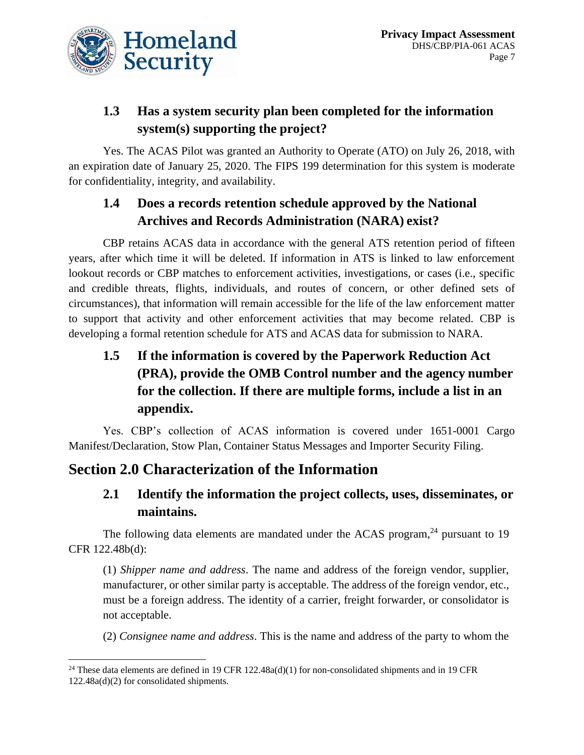### 1.3 Has a system security plan been completed for the information system(s) supporting the project?

Yes. The ACAS Pilot was granted an Authority to Operate (ATO) on July 26, 2018, with an expiration date of January 25, 2020. The FIPS 199 determination for this system is moderate for confidentiality, integrity, and availability.

### 1.4 Does a records retention schedule approved by the National Archives and Records Administration (NARA) exist?

CBP retains ACAS data in accordance with the general ATS retention period of fifteen years, after which time it will be deleted. If information in ATS is linked to law enforcement lookout records or CBP matches to enforcement activities, investigations, or cases (i.e., specific and credible threats, flights, individuals, and routes of concern, or other defined sets of circumstances), that information will remain accessible for the life of the law enforcement matter to support that activity and other enforcement activities that may become related. CBP is developing a formal retention schedule for ATS and ACAS data for submission to NARA.

### 1.5 If the information is covered by the Paperwork Reduction Act (PRA), provide the OMB Control number and the agency number for the collection. If there are multiple forms, include a list in an appendix.

Yes. CBP's collection of ACAS information is covered under 1651-0001 Cargo Manifest/Declaration, Stow Plan, Container Status Messages and Importer Security Filing.

## Section 2.0 Characterization of the Information

### 2.1 Identify the information the project collects, uses, disseminates, or maintains.

The following data elements are mandated under the ACAS program,[24] pursuant to 19 CFR 122.48b(d):

(1) *Shipper name and address*. The name and address of the foreign vendor, supplier, manufacturer, or other similar party is acceptable. The address of the foreign vendor, etc., must be a foreign address. The identity of a carrier, freight forwarder, or consolidator is not acceptable.

(2) *Consignee name and address*. This is the name and address of the party to whom the

---

[24] These data elements are defined in 19 CFR 122.48a(d)(1) for non-consolidated shipments and in 19 CFR 122.48a(d)(2) for consolidated shipments.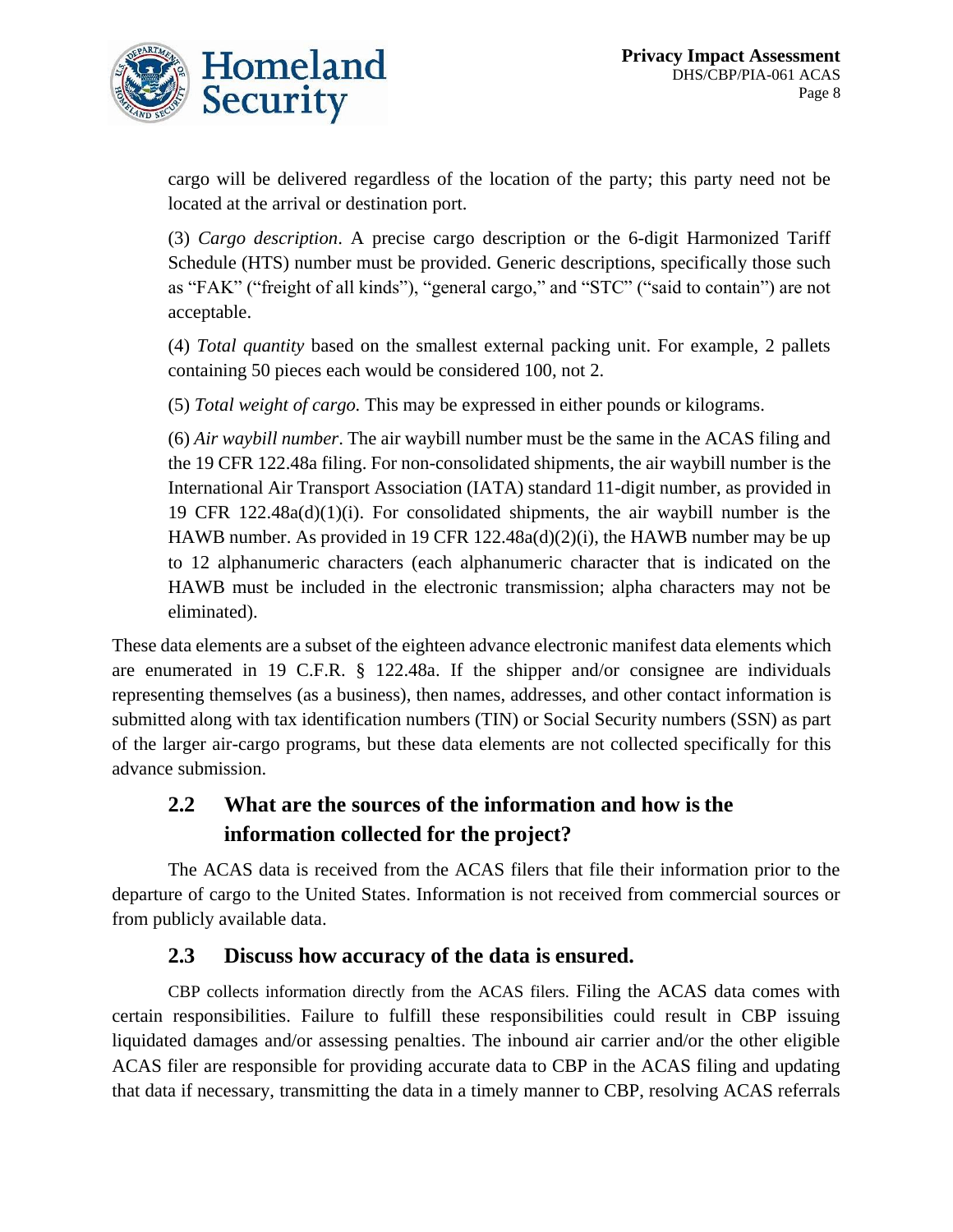cargo will be delivered regardless of the location of the party; this party need not be located at the arrival or destination port.

(3) *Cargo description*. A precise cargo description or the 6-digit Harmonized Tariff Schedule (HTS) number must be provided. Generic descriptions, specifically those such as "FAK" ("freight of all kinds"), "general cargo," and "STC" ("said to contain") are not acceptable.

(4) *Total quantity* based on the smallest external packing unit. For example, 2 pallets containing 50 pieces each would be considered 100, not 2.

(5) *Total weight of cargo.* This may be expressed in either pounds or kilograms.

(6) *Air waybill number*. The air waybill number must be the same in the ACAS filing and the 19 CFR 122.48a filing. For non-consolidated shipments, the air waybill number is the International Air Transport Association (IATA) standard 11-digit number, as provided in 19 CFR 122.48a(d)(1)(i). For consolidated shipments, the air waybill number is the HAWB number. As provided in 19 CFR 122.48a(d)(2)(i), the HAWB number may be up to 12 alphanumeric characters (each alphanumeric character that is indicated on the HAWB must be included in the electronic transmission; alpha characters may not be eliminated).

These data elements are a subset of the eighteen advance electronic manifest data elements which are enumerated in 19 C.F.R. § 122.48a. If the shipper and/or consignee are individuals representing themselves (as a business), then names, addresses, and other contact information is submitted along with tax identification numbers (TIN) or Social Security numbers (SSN) as part of the larger air-cargo programs, but these data elements are not collected specifically for this advance submission.

## 2.2 What are the sources of the information and how is the information collected for the project?

The ACAS data is received from the ACAS filers that file their information prior to the departure of cargo to the United States. Information is not received from commercial sources or from publicly available data.

## 2.3 Discuss how accuracy of the data is ensured.

CBP collects information directly from the ACAS filers. Filing the ACAS data comes with certain responsibilities. Failure to fulfill these responsibilities could result in CBP issuing liquidated damages and/or assessing penalties. The inbound air carrier and/or the other eligible ACAS filer are responsible for providing accurate data to CBP in the ACAS filing and updating that data if necessary, transmitting the data in a timely manner to CBP, resolving ACAS referrals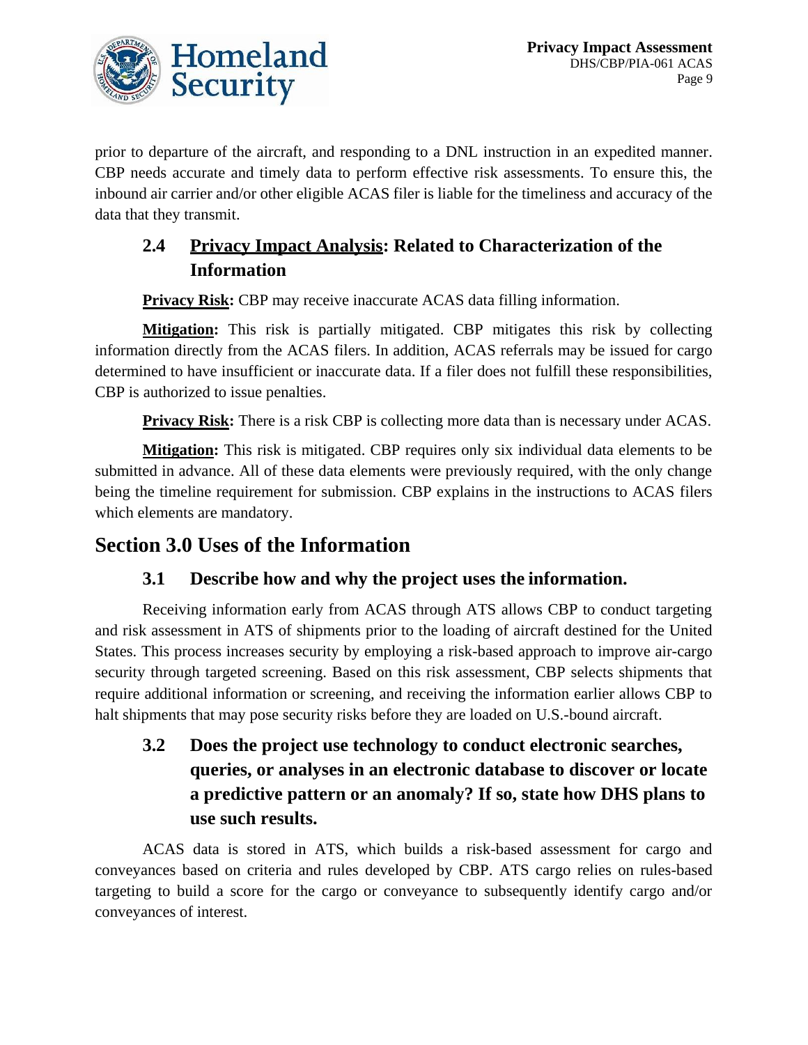prior to departure of the aircraft, and responding to a DNL instruction in an expedited manner. CBP needs accurate and timely data to perform effective risk assessments. To ensure this, the inbound air carrier and/or other eligible ACAS filer is liable for the timeliness and accuracy of the data that they transmit.

### 2.4 Privacy Impact Analysis: Related to Characterization of the Information

**Privacy Risk:** CBP may receive inaccurate ACAS data filling information.

**Mitigation:** This risk is partially mitigated. CBP mitigates this risk by collecting information directly from the ACAS filers. In addition, ACAS referrals may be issued for cargo determined to have insufficient or inaccurate data. If a filer does not fulfill these responsibilities, CBP is authorized to issue penalties.

**Privacy Risk:** There is a risk CBP is collecting more data than is necessary under ACAS.

**Mitigation:** This risk is mitigated. CBP requires only six individual data elements to be submitted in advance. All of these data elements were previously required, with the only change being the timeline requirement for submission. CBP explains in the instructions to ACAS filers which elements are mandatory.

## Section 3.0 Uses of the Information

### 3.1 Describe how and why the project uses the information.

Receiving information early from ACAS through ATS allows CBP to conduct targeting and risk assessment in ATS of shipments prior to the loading of aircraft destined for the United States. This process increases security by employing a risk-based approach to improve air-cargo security through targeted screening. Based on this risk assessment, CBP selects shipments that require additional information or screening, and receiving the information earlier allows CBP to halt shipments that may pose security risks before they are loaded on U.S.-bound aircraft.

### 3.2 Does the project use technology to conduct electronic searches, queries, or analyses in an electronic database to discover or locate a predictive pattern or an anomaly? If so, state how DHS plans to use such results.

ACAS data is stored in ATS, which builds a risk-based assessment for cargo and conveyances based on criteria and rules developed by CBP. ATS cargo relies on rules-based targeting to build a score for the cargo or conveyance to subsequently identify cargo and/or conveyances of interest.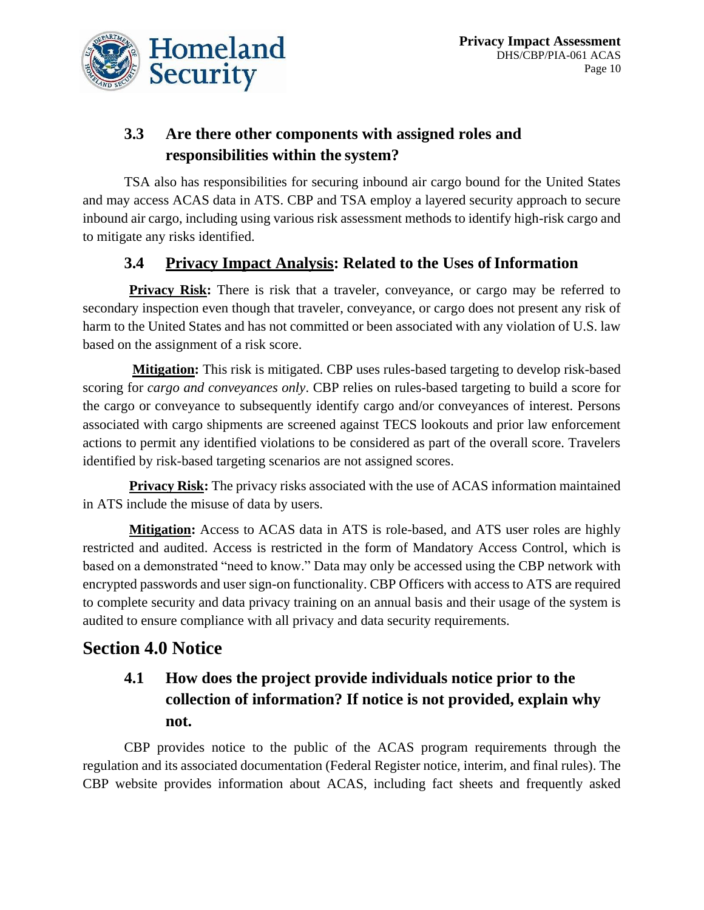### 3.3 Are there other components with assigned roles and responsibilities within the system?

TSA also has responsibilities for securing inbound air cargo bound for the United States and may access ACAS data in ATS. CBP and TSA employ a layered security approach to secure inbound air cargo, including using various risk assessment methods to identify high-risk cargo and to mitigate any risks identified.

### 3.4 Privacy Impact Analysis: Related to the Uses of Information

**Privacy Risk:** There is risk that a traveler, conveyance, or cargo may be referred to secondary inspection even though that traveler, conveyance, or cargo does not present any risk of harm to the United States and has not committed or been associated with any violation of U.S. law based on the assignment of a risk score.

**Mitigation:** This risk is mitigated. CBP uses rules-based targeting to develop risk-based scoring for *cargo and conveyances only*. CBP relies on rules-based targeting to build a score for the cargo or conveyance to subsequently identify cargo and/or conveyances of interest. Persons associated with cargo shipments are screened against TECS lookouts and prior law enforcement actions to permit any identified violations to be considered as part of the overall score. Travelers identified by risk-based targeting scenarios are not assigned scores.

**Privacy Risk:** The privacy risks associated with the use of ACAS information maintained in ATS include the misuse of data by users.

**Mitigation:** Access to ACAS data in ATS is role-based, and ATS user roles are highly restricted and audited. Access is restricted in the form of Mandatory Access Control, which is based on a demonstrated "need to know." Data may only be accessed using the CBP network with encrypted passwords and user sign-on functionality. CBP Officers with access to ATS are required to complete security and data privacy training on an annual basis and their usage of the system is audited to ensure compliance with all privacy and data security requirements.

## Section 4.0 Notice

### 4.1 How does the project provide individuals notice prior to the collection of information? If notice is not provided, explain why not.

CBP provides notice to the public of the ACAS program requirements through the regulation and its associated documentation (Federal Register notice, interim, and final rules). The CBP website provides information about ACAS, including fact sheets and frequently asked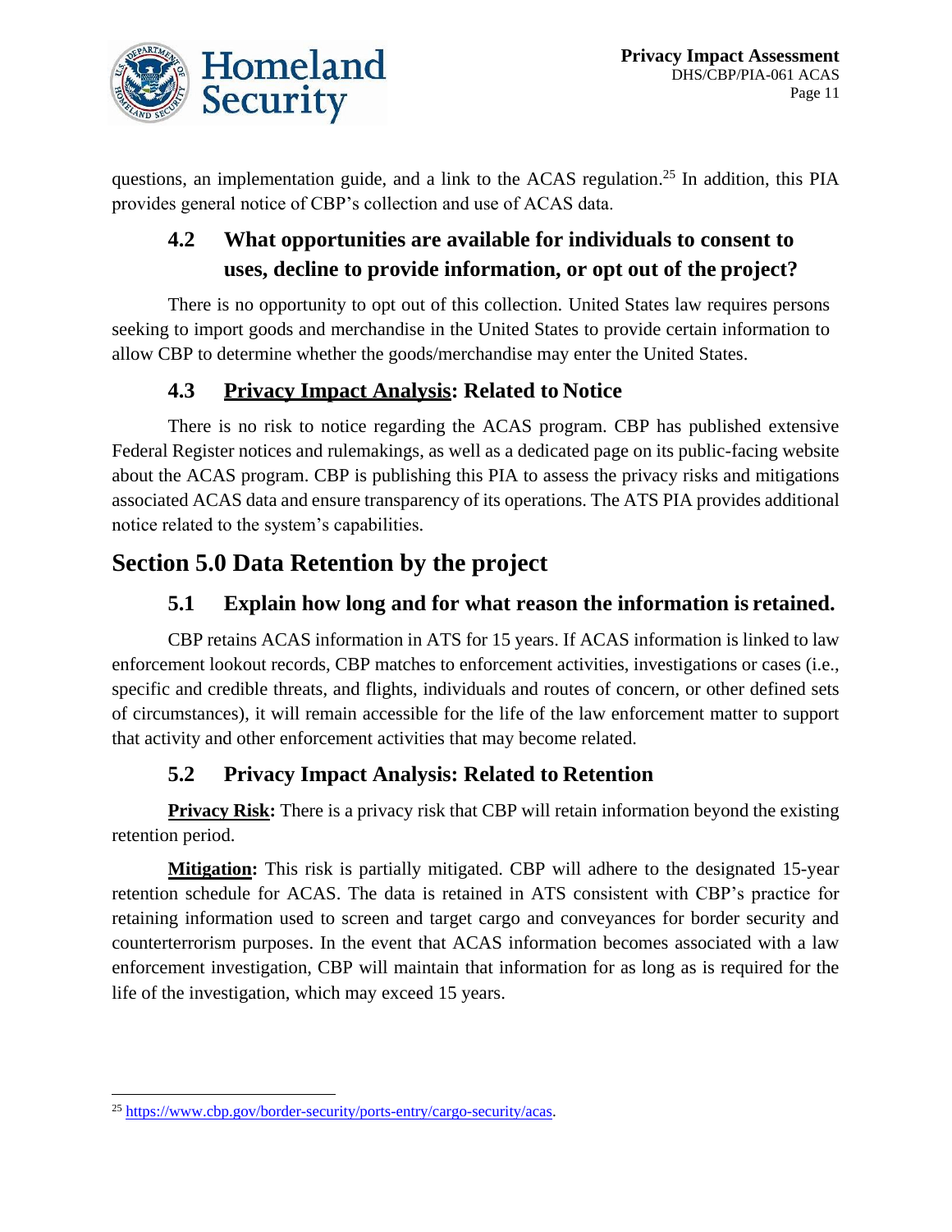questions, an implementation guide, and a link to the ACAS regulation.[25] In addition, this PIA provides general notice of CBP's collection and use of ACAS data.

### 4.2 What opportunities are available for individuals to consent to uses, decline to provide information, or opt out of the project?

There is no opportunity to opt out of this collection. United States law requires persons seeking to import goods and merchandise in the United States to provide certain information to allow CBP to determine whether the goods/merchandise may enter the United States.

### 4.3 <u>Privacy Impact Analysis</u>: Related to Notice

There is no risk to notice regarding the ACAS program. CBP has published extensive Federal Register notices and rulemakings, as well as a dedicated page on its public-facing website about the ACAS program. CBP is publishing this PIA to assess the privacy risks and mitigations associated ACAS data and ensure transparency of its operations. The ATS PIA provides additional notice related to the system's capabilities.

## Section 5.0 Data Retention by the project

### 5.1 Explain how long and for what reason the information is retained.

CBP retains ACAS information in ATS for 15 years. If ACAS information is linked to law enforcement lookout records, CBP matches to enforcement activities, investigations or cases (i.e., specific and credible threats, and flights, individuals and routes of concern, or other defined sets of circumstances), it will remain accessible for the life of the law enforcement matter to support that activity and other enforcement activities that may become related.

### 5.2 Privacy Impact Analysis: Related to Retention

**<u>Privacy Risk</u>:** There is a privacy risk that CBP will retain information beyond the existing retention period.

**<u>Mitigation</u>:** This risk is partially mitigated. CBP will adhere to the designated 15-year retention schedule for ACAS. The data is retained in ATS consistent with CBP's practice for retaining information used to screen and target cargo and conveyances for border security and counterterrorism purposes. In the event that ACAS information becomes associated with a law enforcement investigation, CBP will maintain that information for as long as is required for the life of the investigation, which may exceed 15 years.

---

[25] https://www.cbp.gov/border-security/ports-entry/cargo-security/acas.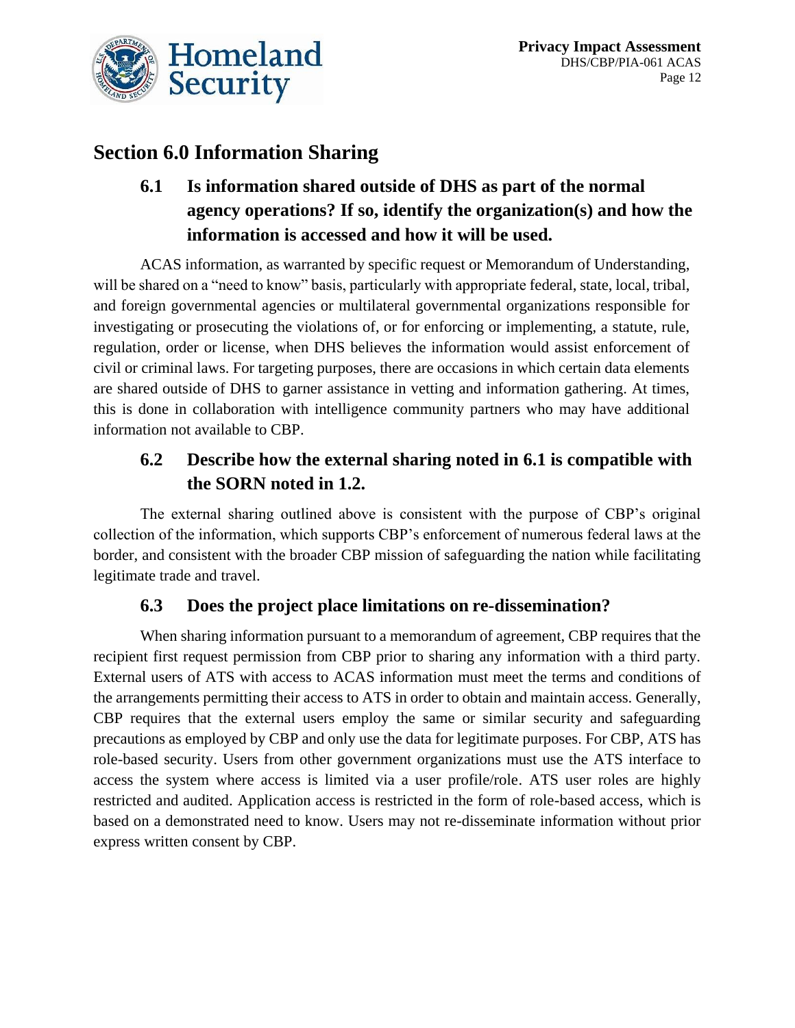## Section 6.0 Information Sharing

### 6.1 Is information shared outside of DHS as part of the normal agency operations? If so, identify the organization(s) and how the information is accessed and how it will be used.

ACAS information, as warranted by specific request or Memorandum of Understanding, will be shared on a "need to know" basis, particularly with appropriate federal, state, local, tribal, and foreign governmental agencies or multilateral governmental organizations responsible for investigating or prosecuting the violations of, or for enforcing or implementing, a statute, rule, regulation, order or license, when DHS believes the information would assist enforcement of civil or criminal laws. For targeting purposes, there are occasions in which certain data elements are shared outside of DHS to garner assistance in vetting and information gathering. At times, this is done in collaboration with intelligence community partners who may have additional information not available to CBP.

### 6.2 Describe how the external sharing noted in 6.1 is compatible with the SORN noted in 1.2.

The external sharing outlined above is consistent with the purpose of CBP's original collection of the information, which supports CBP's enforcement of numerous federal laws at the border, and consistent with the broader CBP mission of safeguarding the nation while facilitating legitimate trade and travel.

### 6.3 Does the project place limitations on re-dissemination?

When sharing information pursuant to a memorandum of agreement, CBP requires that the recipient first request permission from CBP prior to sharing any information with a third party. External users of ATS with access to ACAS information must meet the terms and conditions of the arrangements permitting their access to ATS in order to obtain and maintain access. Generally, CBP requires that the external users employ the same or similar security and safeguarding precautions as employed by CBP and only use the data for legitimate purposes. For CBP, ATS has role-based security. Users from other government organizations must use the ATS interface to access the system where access is limited via a user profile/role. ATS user roles are highly restricted and audited. Application access is restricted in the form of role-based access, which is based on a demonstrated need to know. Users may not re-disseminate information without prior express written consent by CBP.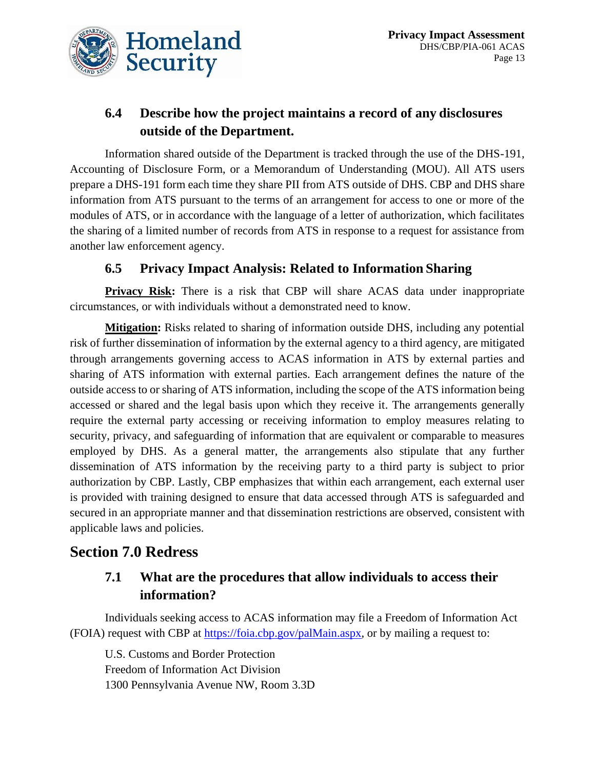### 6.4 Describe how the project maintains a record of any disclosures outside of the Department.

Information shared outside of the Department is tracked through the use of the DHS-191, Accounting of Disclosure Form, or a Memorandum of Understanding (MOU). All ATS users prepare a DHS-191 form each time they share PII from ATS outside of DHS. CBP and DHS share information from ATS pursuant to the terms of an arrangement for access to one or more of the modules of ATS, or in accordance with the language of a letter of authorization, which facilitates the sharing of a limited number of records from ATS in response to a request for assistance from another law enforcement agency.

### 6.5 Privacy Impact Analysis: Related to Information Sharing

**Privacy Risk:** There is a risk that CBP will share ACAS data under inappropriate circumstances, or with individuals without a demonstrated need to know.

**Mitigation:** Risks related to sharing of information outside DHS, including any potential risk of further dissemination of information by the external agency to a third agency, are mitigated through arrangements governing access to ACAS information in ATS by external parties and sharing of ATS information with external parties. Each arrangement defines the nature of the outside access to or sharing of ATS information, including the scope of the ATS information being accessed or shared and the legal basis upon which they receive it. The arrangements generally require the external party accessing or receiving information to employ measures relating to security, privacy, and safeguarding of information that are equivalent or comparable to measures employed by DHS. As a general matter, the arrangements also stipulate that any further dissemination of ATS information by the receiving party to a third party is subject to prior authorization by CBP. Lastly, CBP emphasizes that within each arrangement, each external user is provided with training designed to ensure that data accessed through ATS is safeguarded and secured in an appropriate manner and that dissemination restrictions are observed, consistent with applicable laws and policies.

## Section 7.0 Redress

### 7.1 What are the procedures that allow individuals to access their information?

Individuals seeking access to ACAS information may file a Freedom of Information Act (FOIA) request with CBP at https://foia.cbp.gov/palMain.aspx, or by mailing a request to:

U.S. Customs and Border Protection
Freedom of Information Act Division
1300 Pennsylvania Avenue NW, Room 3.3D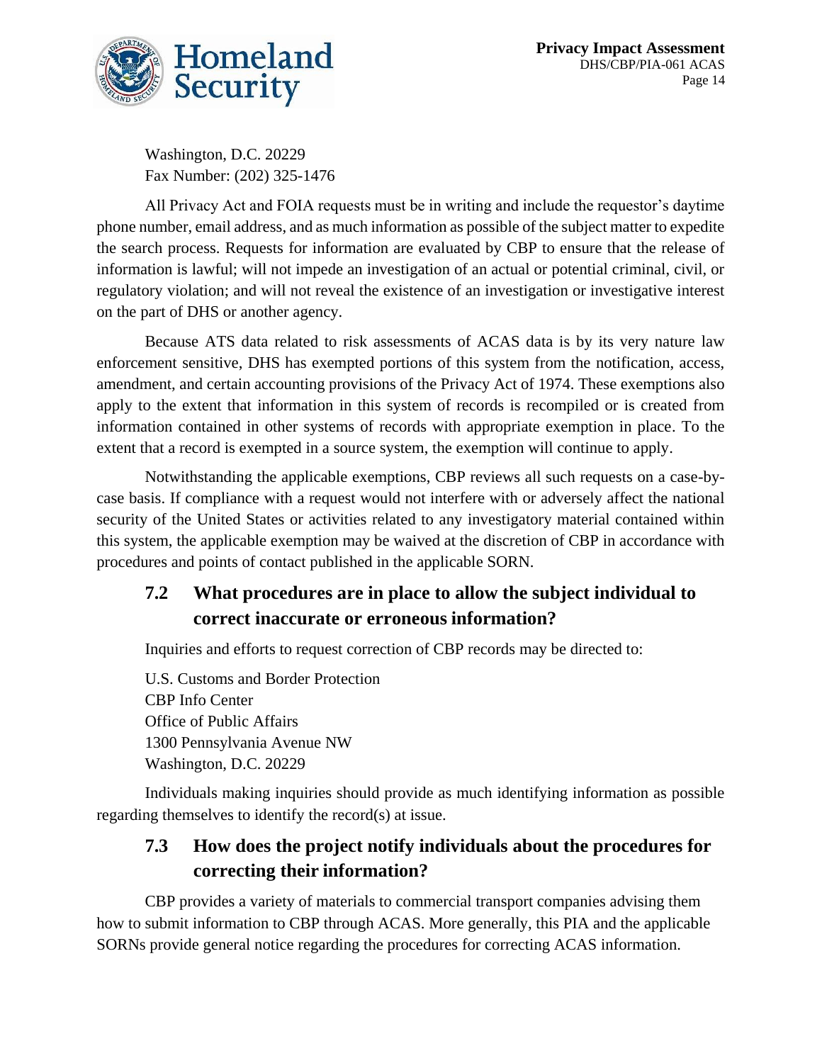Washington, D.C. 20229
Fax Number: (202) 325-1476

All Privacy Act and FOIA requests must be in writing and include the requestor's daytime phone number, email address, and as much information as possible of the subject matter to expedite the search process. Requests for information are evaluated by CBP to ensure that the release of information is lawful; will not impede an investigation of an actual or potential criminal, civil, or regulatory violation; and will not reveal the existence of an investigation or investigative interest on the part of DHS or another agency.

Because ATS data related to risk assessments of ACAS data is by its very nature law enforcement sensitive, DHS has exempted portions of this system from the notification, access, amendment, and certain accounting provisions of the Privacy Act of 1974. These exemptions also apply to the extent that information in this system of records is recompiled or is created from information contained in other systems of records with appropriate exemption in place. To the extent that a record is exempted in a source system, the exemption will continue to apply.

Notwithstanding the applicable exemptions, CBP reviews all such requests on a case-by-case basis. If compliance with a request would not interfere with or adversely affect the national security of the United States or activities related to any investigatory material contained within this system, the applicable exemption may be waived at the discretion of CBP in accordance with procedures and points of contact published in the applicable SORN.

## 7.2 What procedures are in place to allow the subject individual to correct inaccurate or erroneous information?

Inquiries and efforts to request correction of CBP records may be directed to:

U.S. Customs and Border Protection
CBP Info Center
Office of Public Affairs
1300 Pennsylvania Avenue NW
Washington, D.C. 20229

Individuals making inquiries should provide as much identifying information as possible regarding themselves to identify the record(s) at issue.

## 7.3 How does the project notify individuals about the procedures for correcting their information?

CBP provides a variety of materials to commercial transport companies advising them how to submit information to CBP through ACAS. More generally, this PIA and the applicable SORNs provide general notice regarding the procedures for correcting ACAS information.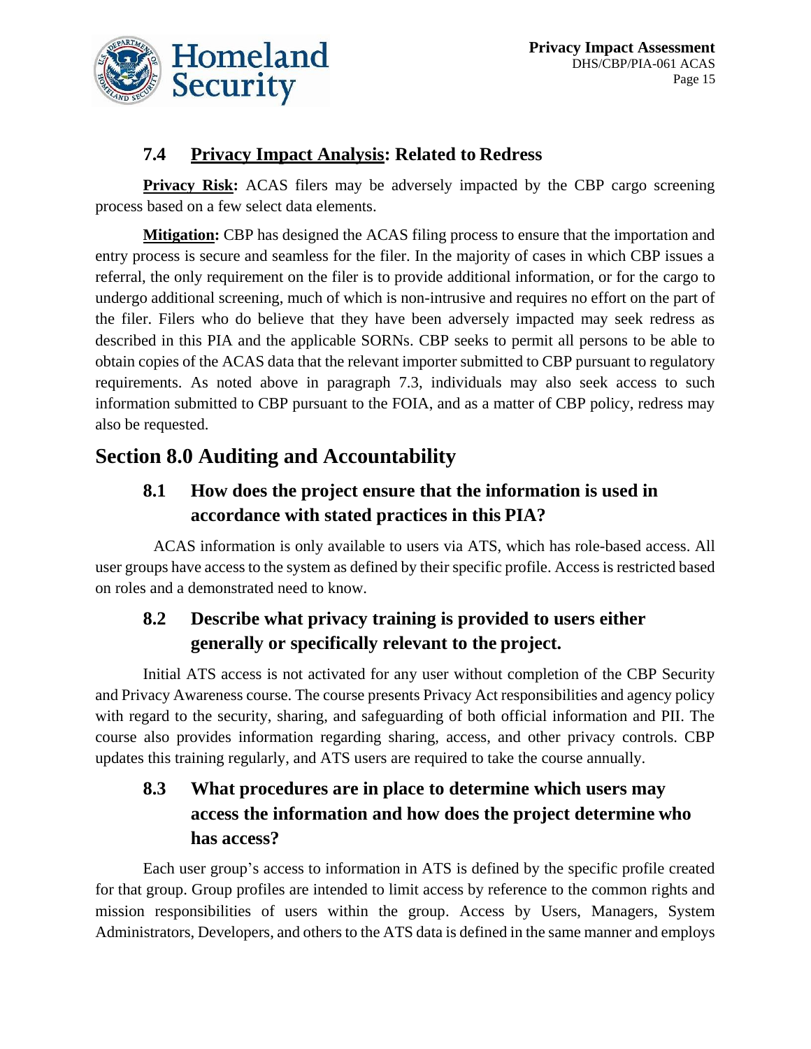### 7.4 <u>Privacy Impact Analysis</u>: Related to Redress

**<u>Privacy Risk</u>:** ACAS filers may be adversely impacted by the CBP cargo screening process based on a few select data elements.

**<u>Mitigation</u>:** CBP has designed the ACAS filing process to ensure that the importation and entry process is secure and seamless for the filer. In the majority of cases in which CBP issues a referral, the only requirement on the filer is to provide additional information, or for the cargo to undergo additional screening, much of which is non-intrusive and requires no effort on the part of the filer. Filers who do believe that they have been adversely impacted may seek redress as described in this PIA and the applicable SORNs. CBP seeks to permit all persons to be able to obtain copies of the ACAS data that the relevant importer submitted to CBP pursuant to regulatory requirements. As noted above in paragraph 7.3, individuals may also seek access to such information submitted to CBP pursuant to the FOIA, and as a matter of CBP policy, redress may also be requested.

## Section 8.0 Auditing and Accountability

### 8.1 How does the project ensure that the information is used in accordance with stated practices in this PIA?

ACAS information is only available to users via ATS, which has role-based access. All user groups have access to the system as defined by their specific profile. Access is restricted based on roles and a demonstrated need to know.

### 8.2 Describe what privacy training is provided to users either generally or specifically relevant to the project.

Initial ATS access is not activated for any user without completion of the CBP Security and Privacy Awareness course. The course presents Privacy Act responsibilities and agency policy with regard to the security, sharing, and safeguarding of both official information and PII. The course also provides information regarding sharing, access, and other privacy controls. CBP updates this training regularly, and ATS users are required to take the course annually.

### 8.3 What procedures are in place to determine which users may access the information and how does the project determine who has access?

Each user group's access to information in ATS is defined by the specific profile created for that group. Group profiles are intended to limit access by reference to the common rights and mission responsibilities of users within the group. Access by Users, Managers, System Administrators, Developers, and others to the ATS data is defined in the same manner and employs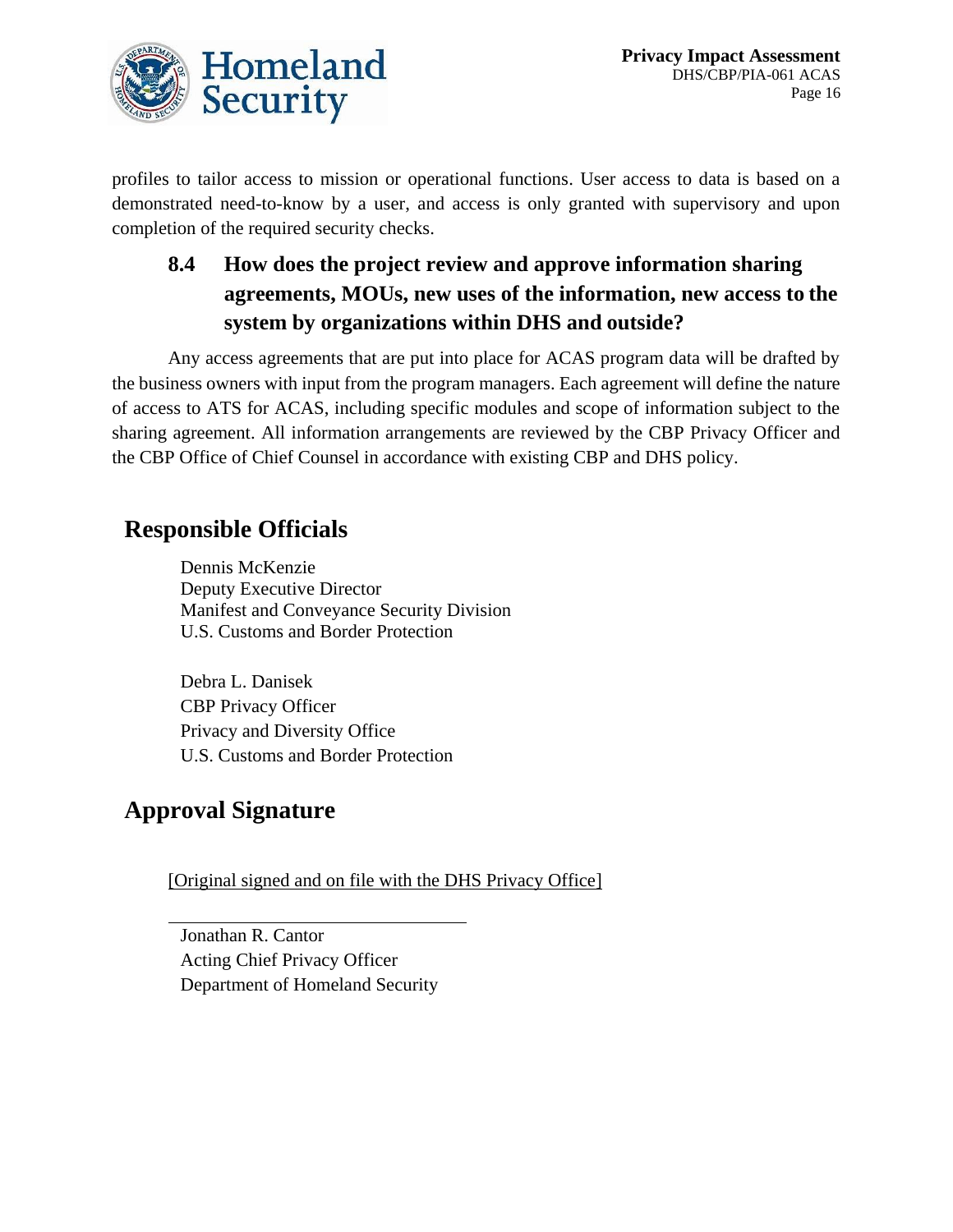profiles to tailor access to mission or operational functions. User access to data is based on a demonstrated need-to-know by a user, and access is only granted with supervisory and upon completion of the required security checks.

### 8.4 How does the project review and approve information sharing agreements, MOUs, new uses of the information, new access to the system by organizations within DHS and outside?

Any access agreements that are put into place for ACAS program data will be drafted by the business owners with input from the program managers. Each agreement will define the nature of access to ATS for ACAS, including specific modules and scope of information subject to the sharing agreement. All information arrangements are reviewed by the CBP Privacy Officer and the CBP Office of Chief Counsel in accordance with existing CBP and DHS policy.

## Responsible Officials

Dennis McKenzie
Deputy Executive Director
Manifest and Conveyance Security Division
U.S. Customs and Border Protection

Debra L. Danisek
CBP Privacy Officer
Privacy and Diversity Office
U.S. Customs and Border Protection

## Approval Signature

[Original signed and on file with the DHS Privacy Office]

Jonathan R. Cantor
Acting Chief Privacy Officer
Department of Homeland Security